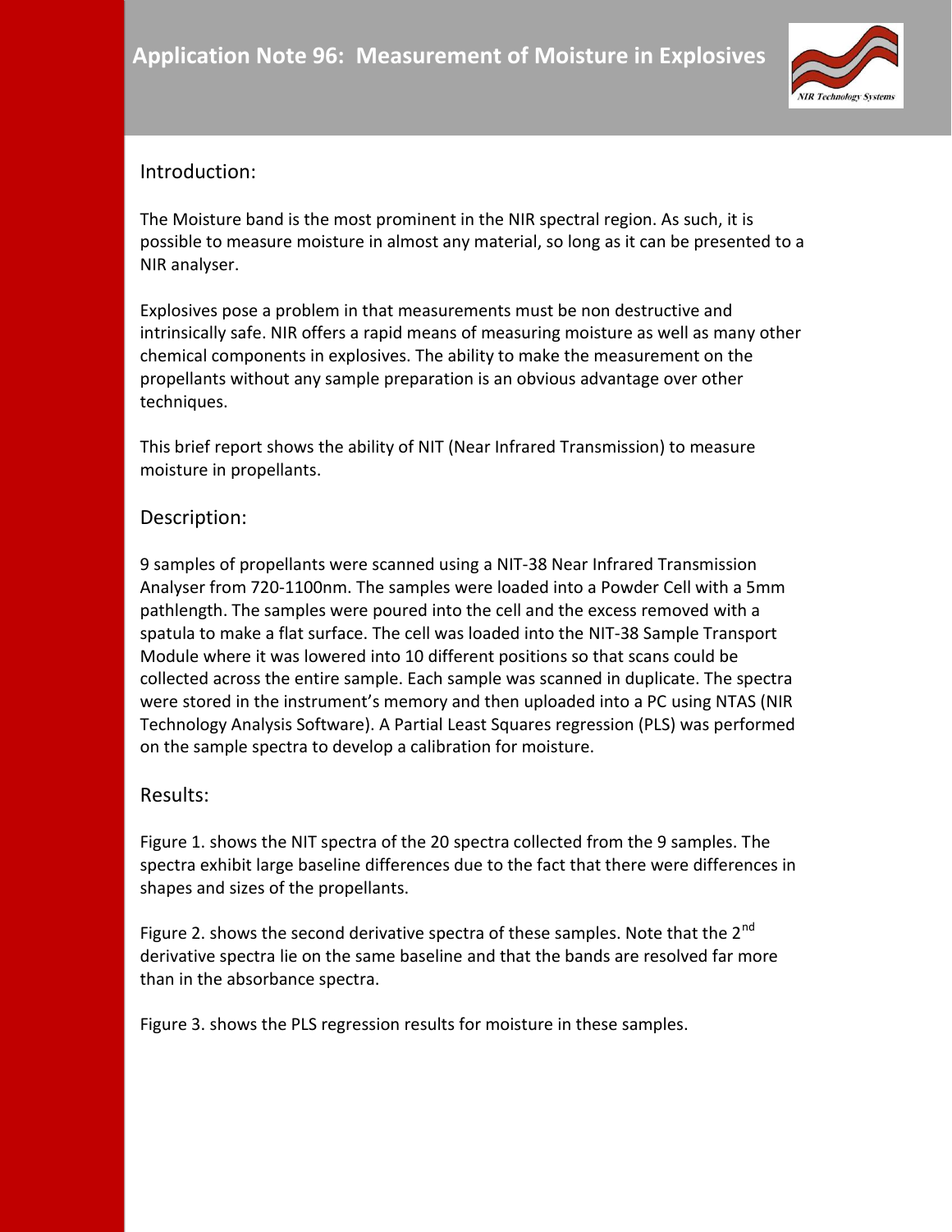# Application Note 96: Measurement of Moisture in Explosives

## Introduction:

The Moisture band is the most prominent in the NIR spectral region. As such, it is possible to measure moisture in almost any material, so long as it can be presented to a NIR analyser.

Explosives pose a problem in that measurements must be non destructive and intrinsically safe. NIR offers a rapid means of measuring moisture as well as many other chemical components in explosives. The ability to make the measurement on the propellants without any sample preparation is an obvious advantage over other techniques.

This brief report shows the ability of NIT (Near Infrared Transmission) to measure moisture in propellants.

## Description:

9 samples of propellants were scanned using a NIT-38 Near Infrared Transmission Analyser from 720-1100nm. The samples were loaded into a Powder Cell with a 5mm pathlength. The samples were poured into the cell and the excess removed with a spatula to make a flat surface. The cell was loaded into the NIT-38 Sample Transport Module where it was lowered into 10 different positions so that scans could be collected across the entire sample. Each sample was scanned in duplicate. The spectra were stored in the instrument's memory and then uploaded into a PC using NTAS (NIR Technology Analysis Software). A Partial Least Squares regression (PLS) was performed on the sample spectra to develop a calibration for moisture.

## Results:

Figure 1. shows the NIT spectra of the 20 spectra collected from the 9 samples. The spectra exhibit large baseline differences due to the fact that there were differences in shapes and sizes of the propellants.

Figure 2. shows the second derivative spectra of these samples. Note that the 2$^{nd}$ derivative spectra lie on the same baseline and that the bands are resolved far more than in the absorbance spectra.

Figure 3. shows the PLS regression results for moisture in these samples.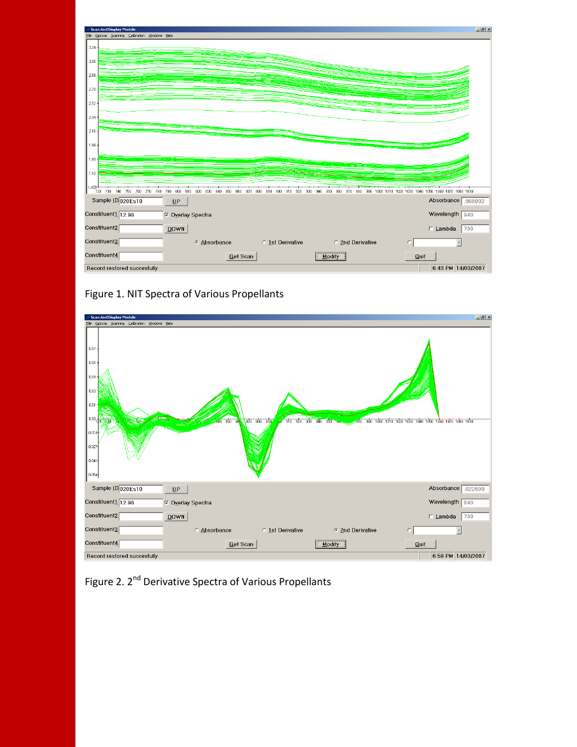Figure 1. NIT Spectra of Various Propellants

Figure 2. 2nd Derivative Spectra of Various Propellants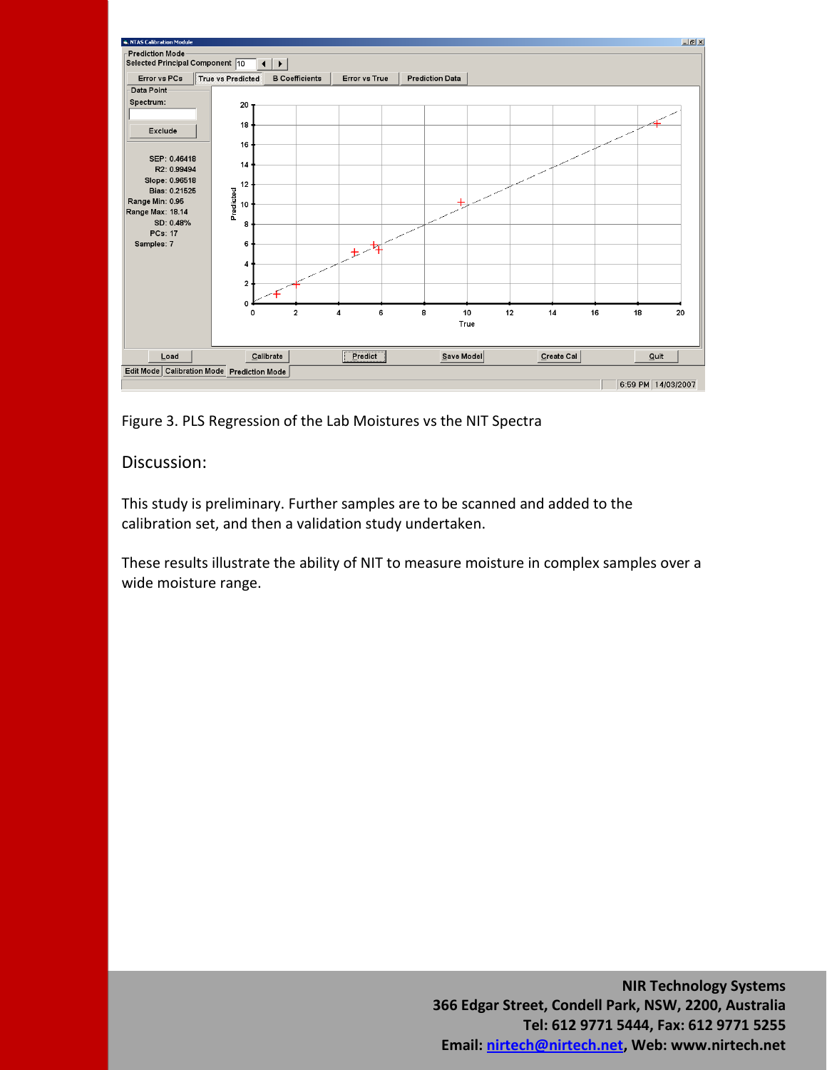NTAS Calibration Module

Prediction Mode

Selected Principal Component 10

Error vs PCs | True vs Predicted | B Coefficients | Error vs True | Prediction Data

Data Point

Spectrum:

Exclude

SEP: 0.46418
R2: 0.99494
Slope: 0.96518
Bias: 0.21525
Range Min: 0.95
Range Max: 18.14
SD: 0.48%
PCs: 17
Samples: 7

Predicted

0 2 4 6 8 10 12 14 16 18 20

True

Load | Calibrate | Predict | Save Model | Create Cal | Quit

Edit Mode | Calibration Mode | Prediction Mode

6:59 PM 14/03/2007

Figure 3. PLS Regression of the Lab Moistures vs the NIT Spectra

## Discussion:

This study is preliminary. Further samples are to be scanned and added to the calibration set, and then a validation study undertaken.

These results illustrate the ability of NIT to measure moisture in complex samples over a wide moisture range.

**NIR Technology Systems**
**366 Edgar Street, Condell Park, NSW, 2200, Australia**
**Tel: 612 9771 5444, Fax: 612 9771 5255**
**Email: nirtech@nirtech.net, Web: www.nirtech.net**